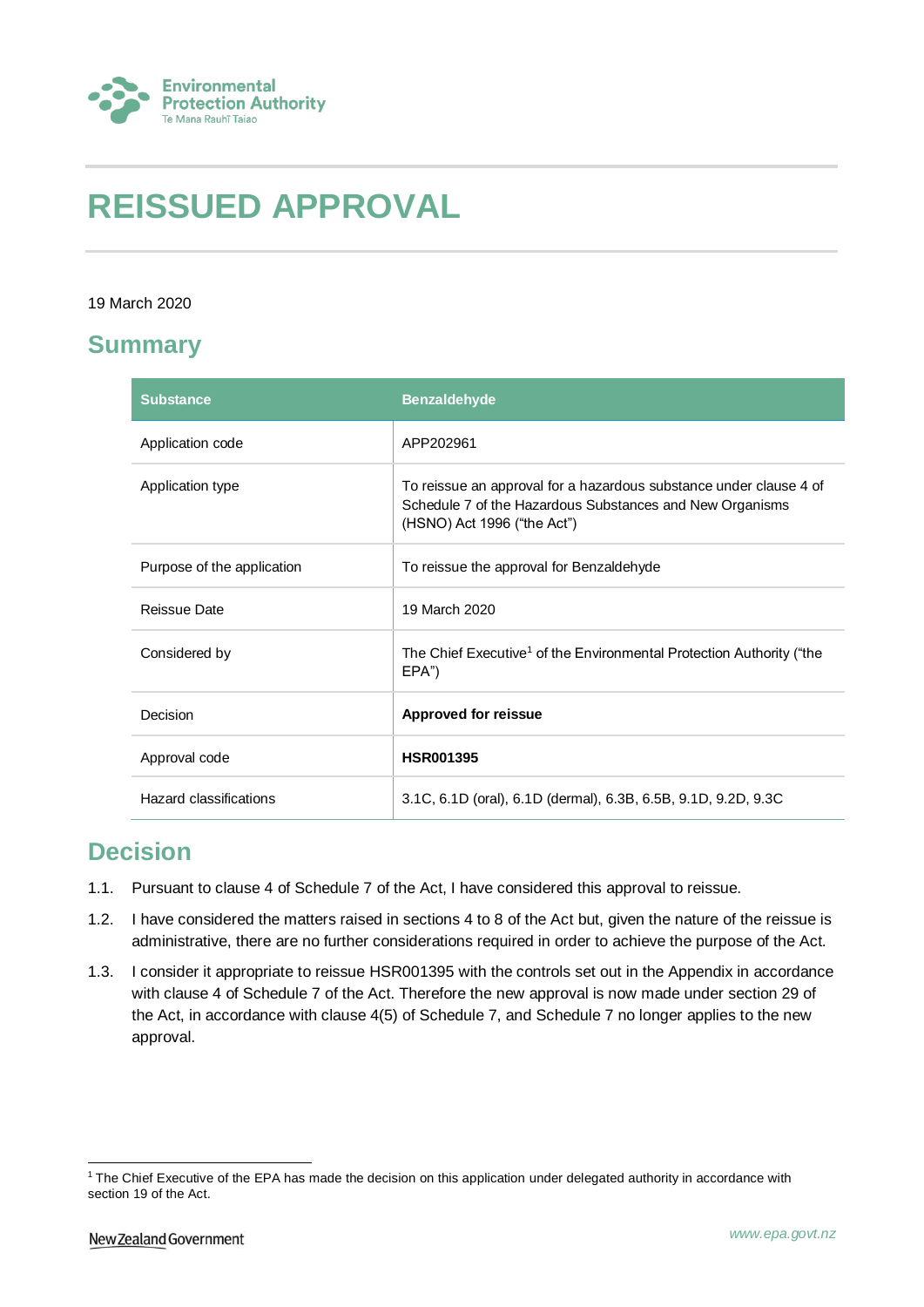Environmental Protection Authority
Te Mana Rauhī Taiao

# REISSUED APPROVAL

19 March 2020

## Summary

| Substance | Benzaldehyde |
|---|---|
| Application code | APP202961 |
| Application type | To reissue an approval for a hazardous substance under clause 4 of Schedule 7 of the Hazardous Substances and New Organisms (HSNO) Act 1996 ("the Act") |
| Purpose of the application | To reissue the approval for Benzaldehyde |
| Reissue Date | 19 March 2020 |
| Considered by | The Chief Executive[1] of the Environmental Protection Authority ("the EPA") |
| Decision | **Approved for reissue** |
| Approval code | **HSR001395** |
| Hazard classifications | 3.1C, 6.1D (oral), 6.1D (dermal), 6.3B, 6.5B, 9.1D, 9.2D, 9.3C |

## Decision

1.1. Pursuant to clause 4 of Schedule 7 of the Act, I have considered this approval to reissue.

1.2. I have considered the matters raised in sections 4 to 8 of the Act but, given the nature of the reissue is administrative, there are no further considerations required in order to achieve the purpose of the Act.

1.3. I consider it appropriate to reissue HSR001395 with the controls set out in the Appendix in accordance with clause 4 of Schedule 7 of the Act. Therefore the new approval is now made under section 29 of the Act, in accordance with clause 4(5) of Schedule 7, and Schedule 7 no longer applies to the new approval.

[1] The Chief Executive of the EPA has made the decision on this application under delegated authority in accordance with section 19 of the Act.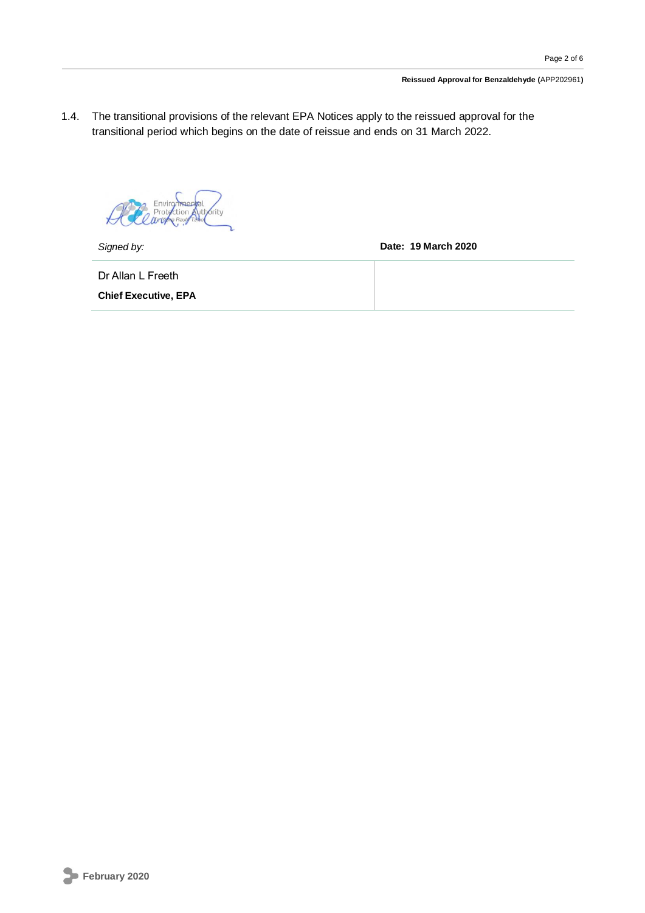1.4. The transitional provisions of the relevant EPA Notices apply to the reissued approval for the transitional period which begins on the date of reissue and ends on 31 March 2022.

| *Signed by:* | **Date: 19 March 2020** |
| --- | --- |
| Dr Allan L Freeth<br>**Chief Executive, EPA** | |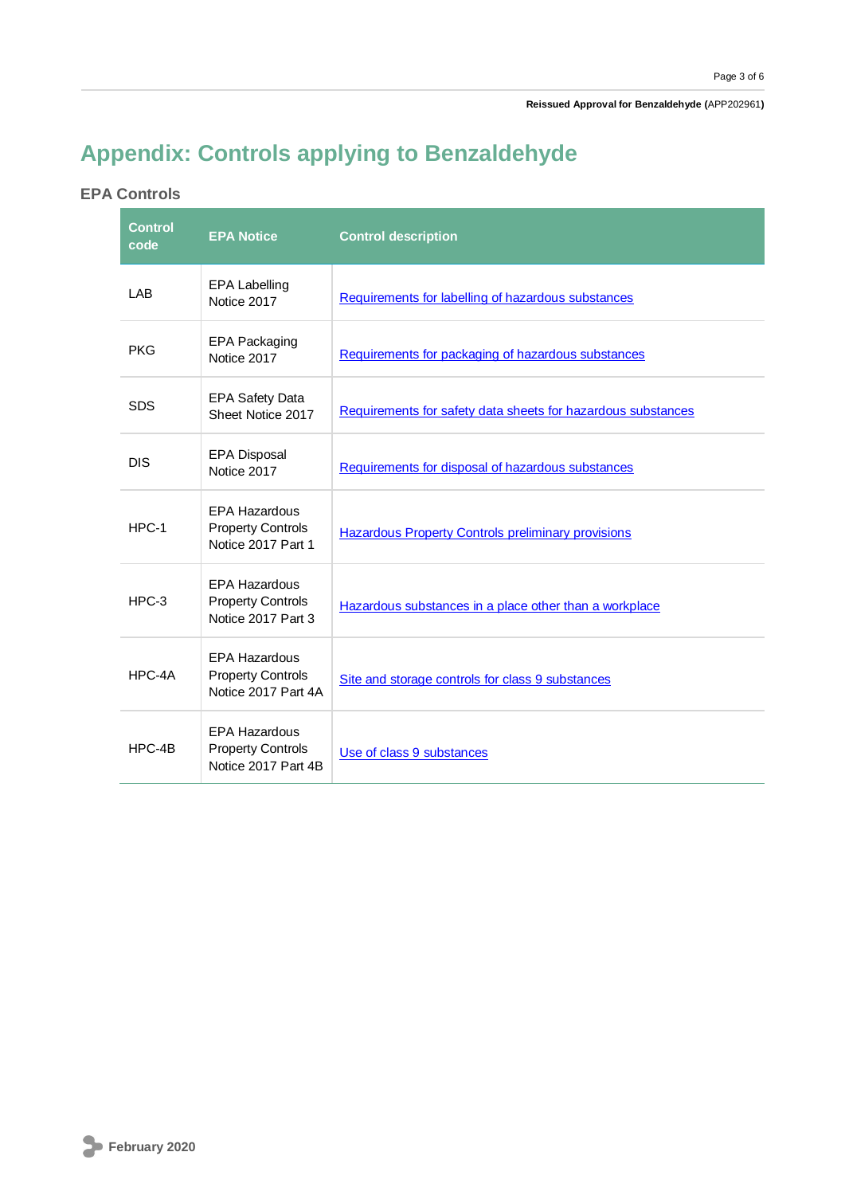# Appendix: Controls applying to Benzaldehyde

## EPA Controls

| Control code | EPA Notice | Control description |
|---|---|---|
| LAB | EPA Labelling Notice 2017 | Requirements for labelling of hazardous substances |
| PKG | EPA Packaging Notice 2017 | Requirements for packaging of hazardous substances |
| SDS | EPA Safety Data Sheet Notice 2017 | Requirements for safety data sheets for hazardous substances |
| DIS | EPA Disposal Notice 2017 | Requirements for disposal of hazardous substances |
| HPC-1 | EPA Hazardous Property Controls Notice 2017 Part 1 | Hazardous Property Controls preliminary provisions |
| HPC-3 | EPA Hazardous Property Controls Notice 2017 Part 3 | Hazardous substances in a place other than a workplace |
| HPC-4A | EPA Hazardous Property Controls Notice 2017 Part 4A | Site and storage controls for class 9 substances |
| HPC-4B | EPA Hazardous Property Controls Notice 2017 Part 4B | Use of class 9 substances |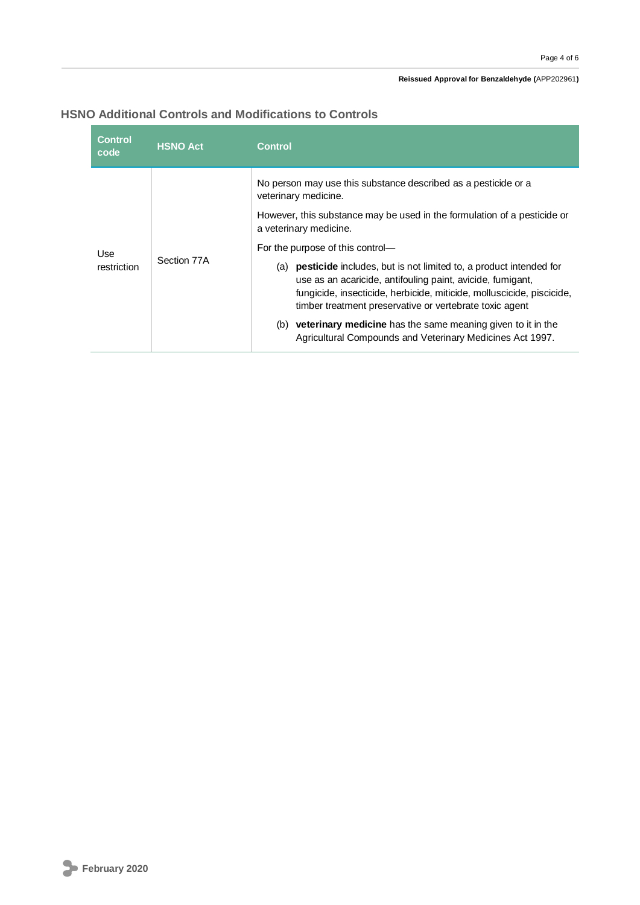## HSNO Additional Controls and Modifications to Controls

| Control code | HSNO Act | Control |
| --- | --- | --- |
| Use restriction | Section 77A | No person may use this substance described as a pesticide or a veterinary medicine.<br><br>However, this substance may be used in the formulation of a pesticide or a veterinary medicine.<br><br>For the purpose of this control—<br><br>(a) **pesticide** includes, but is not limited to, a product intended for use as an acaricide, antifouling paint, avicide, fumigant, fungicide, insecticide, herbicide, miticide, molluscicide, piscicide, timber treatment preservative or vertebrate toxic agent<br><br>(b) **veterinary medicine** has the same meaning given to it in the Agricultural Compounds and Veterinary Medicines Act 1997. |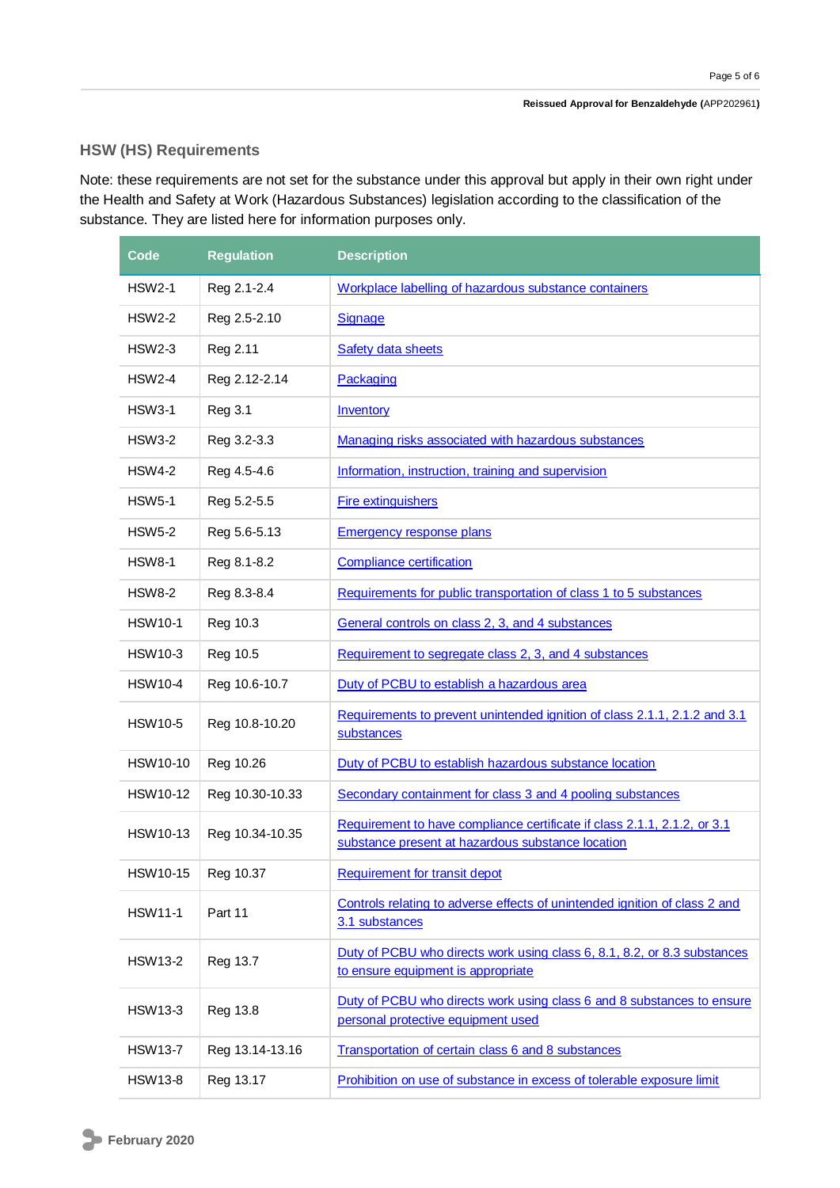## HSW (HS) Requirements

Note: these requirements are not set for the substance under this approval but apply in their own right under the Health and Safety at Work (Hazardous Substances) legislation according to the classification of the substance. They are listed here for information purposes only.

| Code | Regulation | Description |
|---|---|---|
| HSW2-1 | Reg 2.1-2.4 | Workplace labelling of hazardous substance containers |
| HSW2-2 | Reg 2.5-2.10 | Signage |
| HSW2-3 | Reg 2.11 | Safety data sheets |
| HSW2-4 | Reg 2.12-2.14 | Packaging |
| HSW3-1 | Reg 3.1 | Inventory |
| HSW3-2 | Reg 3.2-3.3 | Managing risks associated with hazardous substances |
| HSW4-2 | Reg 4.5-4.6 | Information, instruction, training and supervision |
| HSW5-1 | Reg 5.2-5.5 | Fire extinguishers |
| HSW5-2 | Reg 5.6-5.13 | Emergency response plans |
| HSW8-1 | Reg 8.1-8.2 | Compliance certification |
| HSW8-2 | Reg 8.3-8.4 | Requirements for public transportation of class 1 to 5 substances |
| HSW10-1 | Reg 10.3 | General controls on class 2, 3, and 4 substances |
| HSW10-3 | Reg 10.5 | Requirement to segregate class 2, 3, and 4 substances |
| HSW10-4 | Reg 10.6-10.7 | Duty of PCBU to establish a hazardous area |
| HSW10-5 | Reg 10.8-10.20 | Requirements to prevent unintended ignition of class 2.1.1, 2.1.2 and 3.1 substances |
| HSW10-10 | Reg 10.26 | Duty of PCBU to establish hazardous substance location |
| HSW10-12 | Reg 10.30-10.33 | Secondary containment for class 3 and 4 pooling substances |
| HSW10-13 | Reg 10.34-10.35 | Requirement to have compliance certificate if class 2.1.1, 2.1.2, or 3.1 substance present at hazardous substance location |
| HSW10-15 | Reg 10.37 | Requirement for transit depot |
| HSW11-1 | Part 11 | Controls relating to adverse effects of unintended ignition of class 2 and 3.1 substances |
| HSW13-2 | Reg 13.7 | Duty of PCBU who directs work using class 6, 8.1, 8.2, or 8.3 substances to ensure equipment is appropriate |
| HSW13-3 | Reg 13.8 | Duty of PCBU who directs work using class 6 and 8 substances to ensure personal protective equipment used |
| HSW13-7 | Reg 13.14-13.16 | Transportation of certain class 6 and 8 substances |
| HSW13-8 | Reg 13.17 | Prohibition on use of substance in excess of tolerable exposure limit |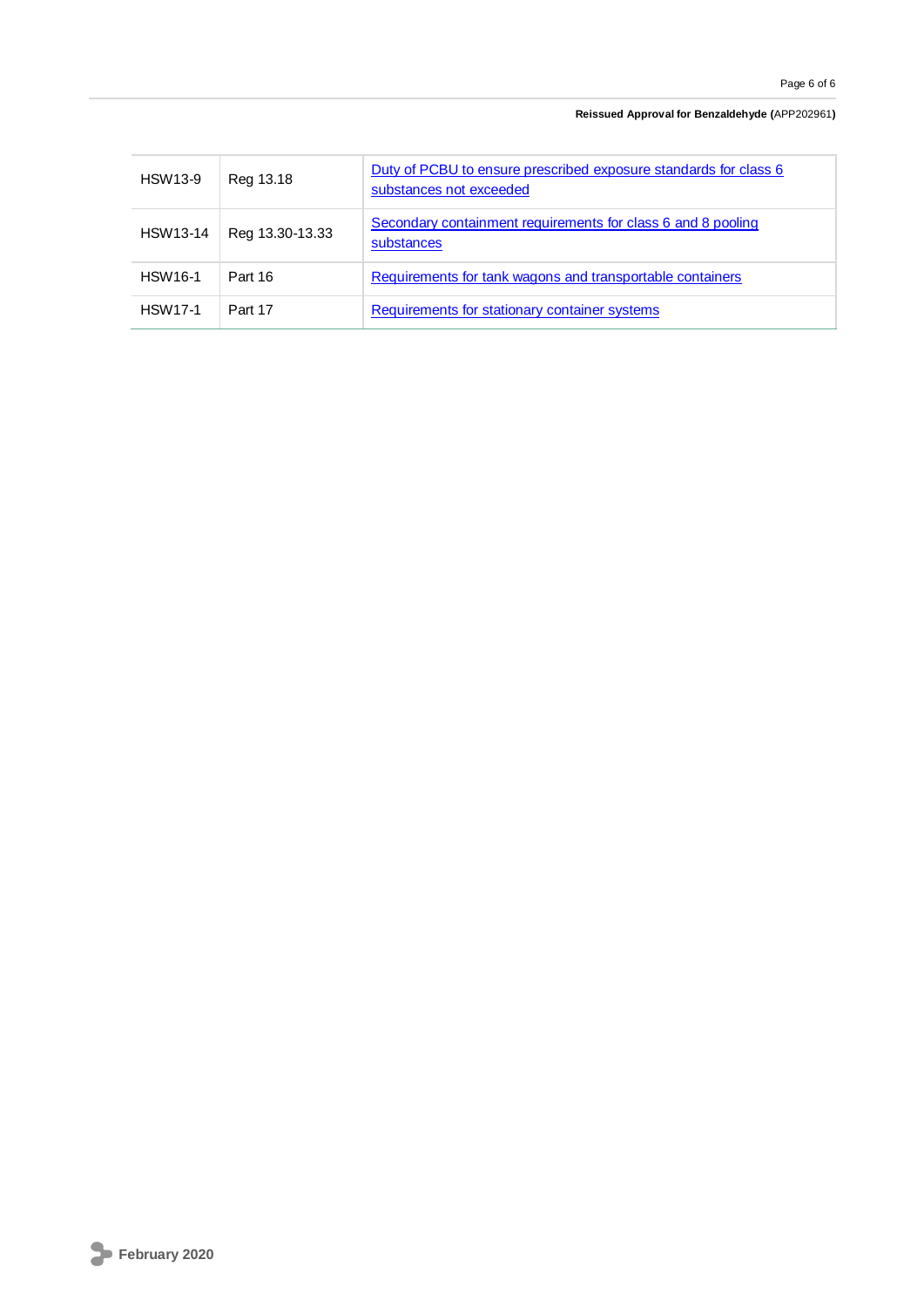| | | |
|---|---|---|
| HSW13-9 | Reg 13.18 | Duty of PCBU to ensure prescribed exposure standards for class 6 substances not exceeded |
| HSW13-14 | Reg 13.30-13.33 | Secondary containment requirements for class 6 and 8 pooling substances |
| HSW16-1 | Part 16 | Requirements for tank wagons and transportable containers |
| HSW17-1 | Part 17 | Requirements for stationary container systems |